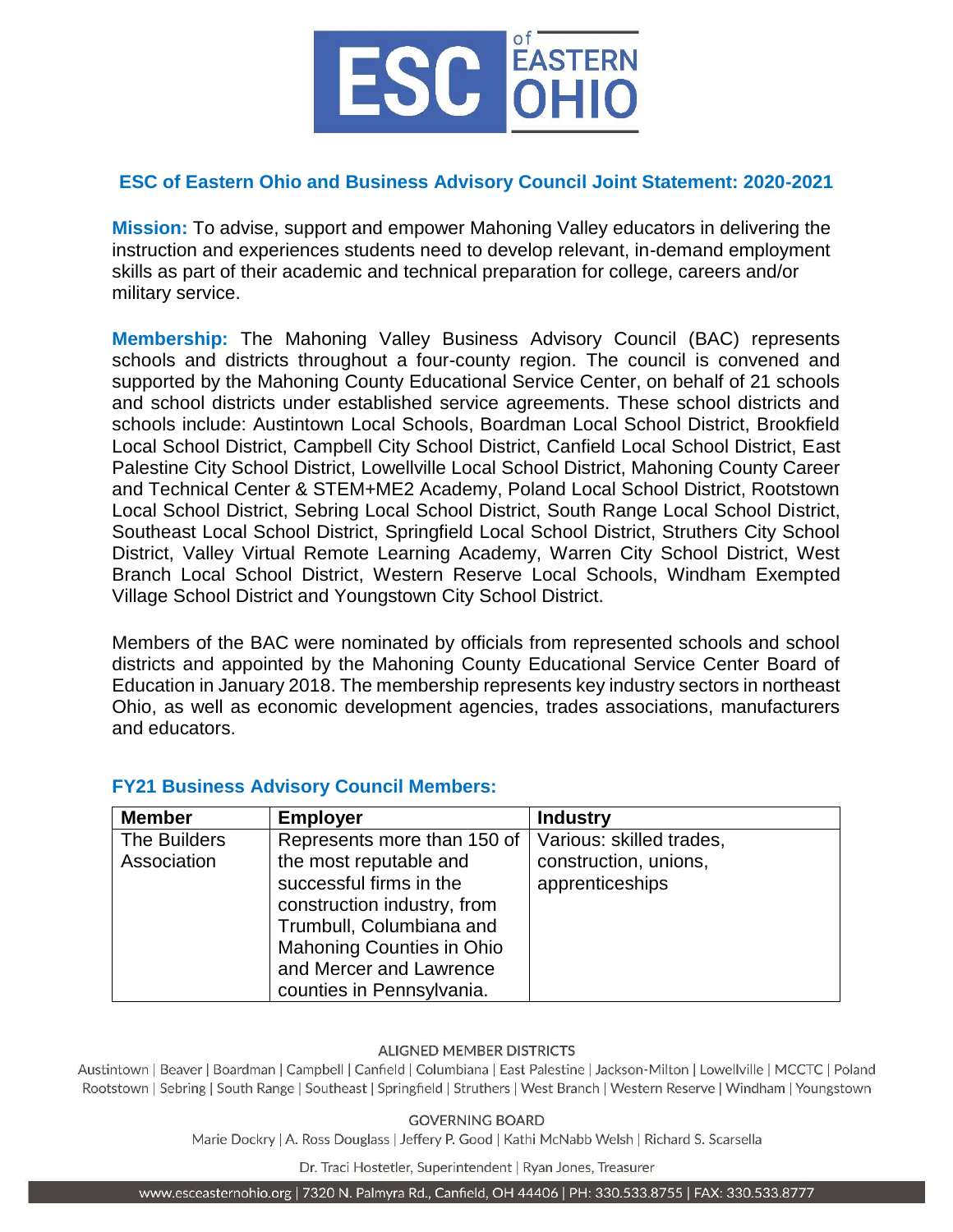## ESC of Eastern Ohio and Business Advisory Council Joint Statement: 2020-2021

**Mission:** To advise, support and empower Mahoning Valley educators in delivering the instruction and experiences students need to develop relevant, in-demand employment skills as part of their academic and technical preparation for college, careers and/or military service.

**Membership:** The Mahoning Valley Business Advisory Council (BAC) represents schools and districts throughout a four-county region. The council is convened and supported by the Mahoning County Educational Service Center, on behalf of 21 schools and school districts under established service agreements. These school districts and schools include: Austintown Local Schools, Boardman Local School District, Brookfield Local School District, Campbell City School District, Canfield Local School District, East Palestine City School District, Lowellville Local School District, Mahoning County Career and Technical Center & STEM+ME2 Academy, Poland Local School District, Rootstown Local School District, Sebring Local School District, South Range Local School District, Southeast Local School District, Springfield Local School District, Struthers City School District, Valley Virtual Remote Learning Academy, Warren City School District, West Branch Local School District, Western Reserve Local Schools, Windham Exempted Village School District and Youngstown City School District.

Members of the BAC were nominated by officials from represented schools and school districts and appointed by the Mahoning County Educational Service Center Board of Education in January 2018. The membership represents key industry sectors in northeast Ohio, as well as economic development agencies, trades associations, manufacturers and educators.

### FY21 Business Advisory Council Members:

| Member | Employer | Industry |
|---|---|---|
| The Builders Association | Represents more than 150 of the most reputable and successful firms in the construction industry, from Trumbull, Columbiana and Mahoning Counties in Ohio and Mercer and Lawrence counties in Pennsylvania. | Various: skilled trades, construction, unions, apprenticeships |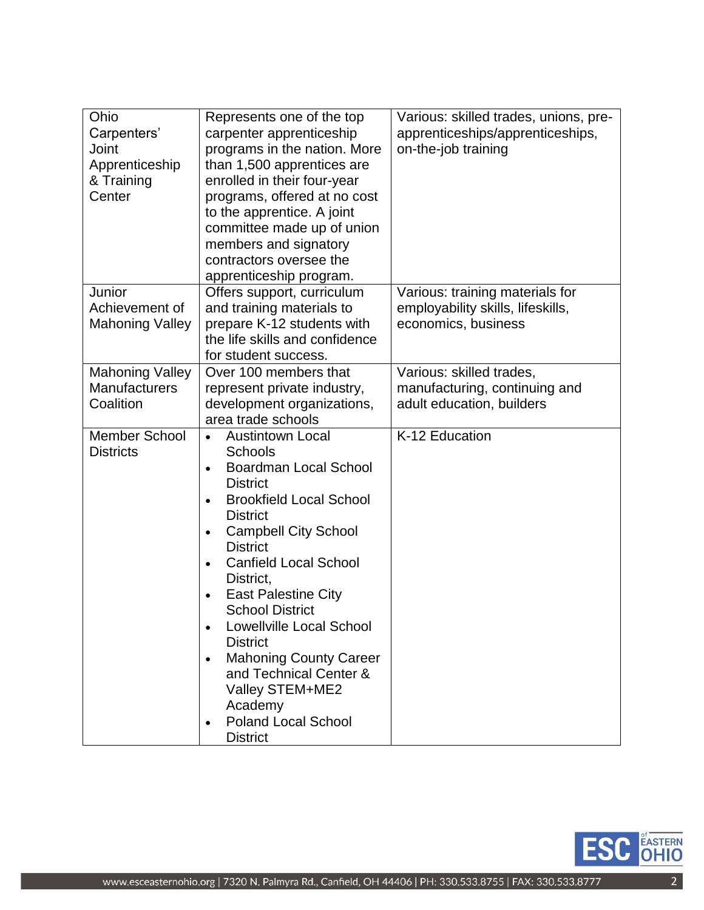| | | |
|---|---|---|
| Ohio Carpenters' Joint Apprenticeship & Training Center | Represents one of the top carpenter apprenticeship programs in the nation. More than 1,500 apprentices are enrolled in their four-year programs, offered at no cost to the apprentice. A joint committee made up of union members and signatory contractors oversee the apprenticeship program. | Various: skilled trades, unions, pre-apprenticeships/apprenticeships, on-the-job training |
| Junior Achievement of Mahoning Valley | Offers support, curriculum and training materials to prepare K-12 students with the life skills and confidence for student success. | Various: training materials for employability skills, lifeskills, economics, business |
| Mahoning Valley Manufacturers Coalition | Over 100 members that represent private industry, development organizations, area trade schools | Various: skilled trades, manufacturing, continuing and adult education, builders |
| Member School Districts | • Austintown Local Schools<br>• Boardman Local School District<br>• Brookfield Local School District<br>• Campbell City School District<br>• Canfield Local School District,<br>• East Palestine City School District<br>• Lowellville Local School District<br>• Mahoning County Career and Technical Center & Valley STEM+ME2 Academy<br>• Poland Local School District | K-12 Education |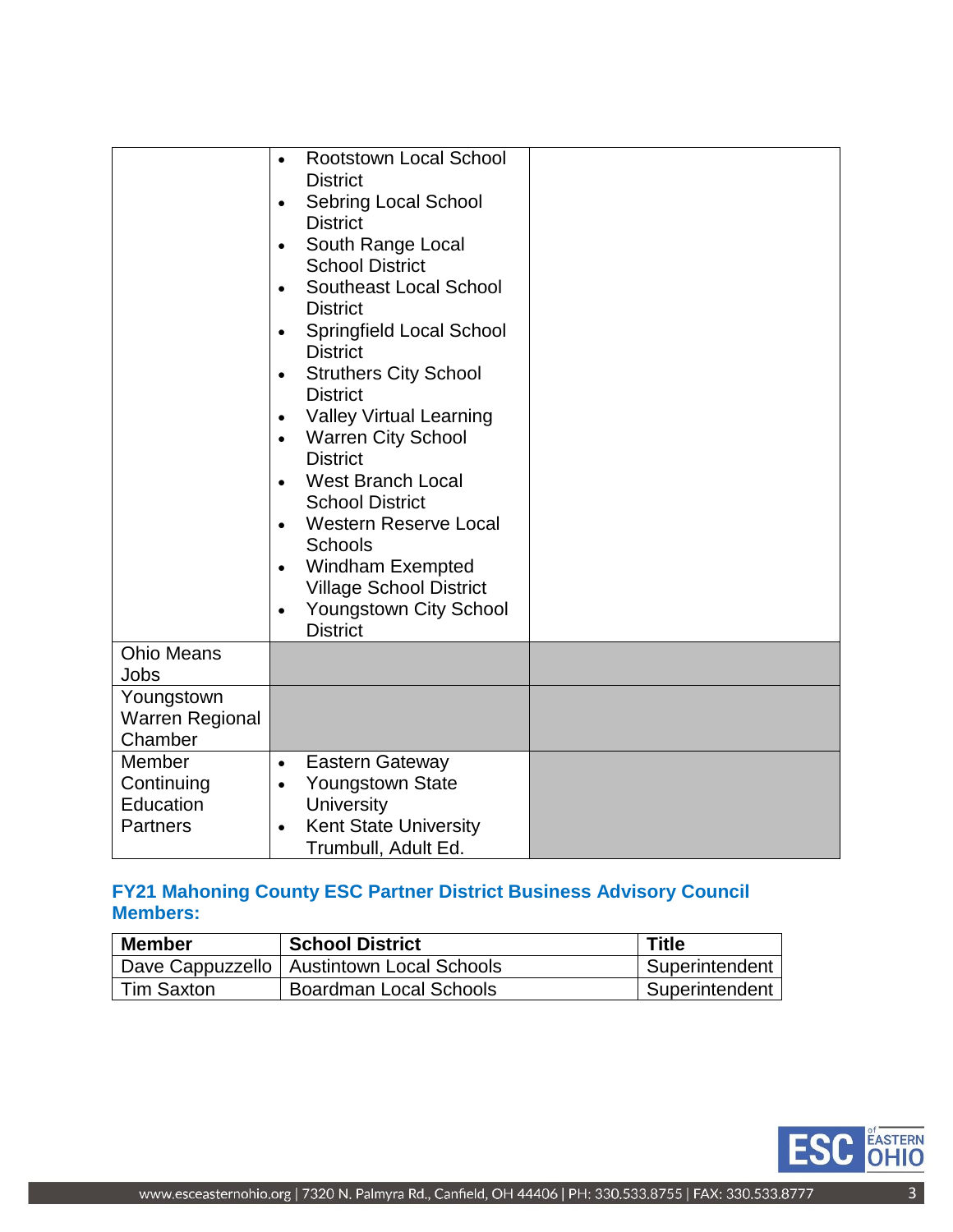|  |  |  |
|---|---|---|
|  | • Rootstown Local School District<br>• Sebring Local School District<br>• South Range Local School District<br>• Southeast Local School District<br>• Springfield Local School District<br>• Struthers City School District<br>• Valley Virtual Learning<br>• Warren City School District<br>• West Branch Local School District<br>• Western Reserve Local Schools<br>• Windham Exempted Village School District<br>• Youngstown City School District |  |
| Ohio Means Jobs |  |  |
| Youngstown Warren Regional Chamber |  |  |
| Member Continuing Education Partners | • Eastern Gateway<br>• Youngstown State University<br>• Kent State University Trumbull, Adult Ed. |  |

### FY21 Mahoning County ESC Partner District Business Advisory Council Members:

| Member | School District | Title |
|---|---|---|
| Dave Cappuzzello | Austintown Local Schools | Superintendent |
| Tim Saxton | Boardman Local Schools | Superintendent |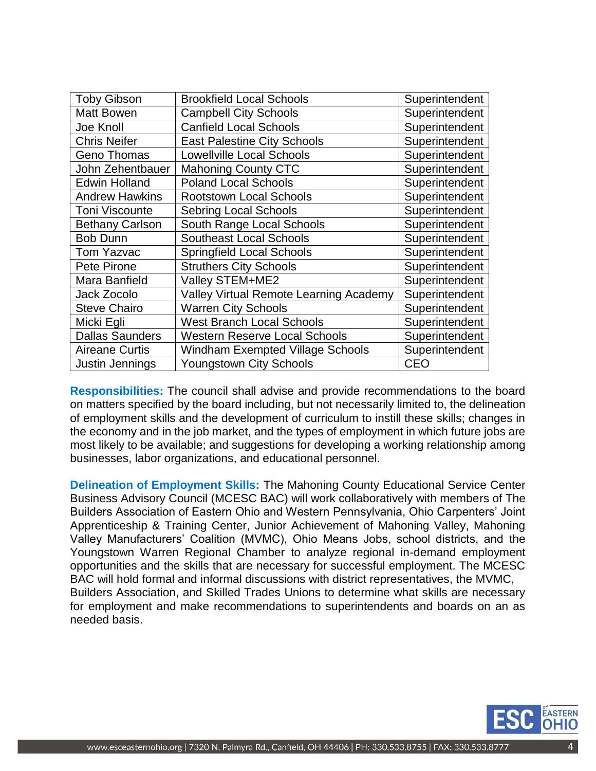| | | |
|---|---|---|
| Toby Gibson | Brookfield Local Schools | Superintendent |
| Matt Bowen | Campbell City Schools | Superintendent |
| Joe Knoll | Canfield Local Schools | Superintendent |
| Chris Neifer | East Palestine City Schools | Superintendent |
| Geno Thomas | Lowellville Local Schools | Superintendent |
| John Zehentbauer | Mahoning County CTC | Superintendent |
| Edwin Holland | Poland Local Schools | Superintendent |
| Andrew Hawkins | Rootstown Local Schools | Superintendent |
| Toni Viscounte | Sebring Local Schools | Superintendent |
| Bethany Carlson | South Range Local Schools | Superintendent |
| Bob Dunn | Southeast Local Schools | Superintendent |
| Tom Yazvac | Springfield Local Schools | Superintendent |
| Pete Pirone | Struthers City Schools | Superintendent |
| Mara Banfield | Valley STEM+ME2 | Superintendent |
| Jack Zocolo | Valley Virtual Remote Learning Academy | Superintendent |
| Steve Chairo | Warren City Schools | Superintendent |
| Micki Egli | West Branch Local Schools | Superintendent |
| Dallas Saunders | Western Reserve Local Schools | Superintendent |
| Aireane Curtis | Windham Exempted Village Schools | Superintendent |
| Justin Jennings | Youngstown City Schools | CEO |

**Responsibilities:** The council shall advise and provide recommendations to the board on matters specified by the board including, but not necessarily limited to, the delineation of employment skills and the development of curriculum to instill these skills; changes in the economy and in the job market, and the types of employment in which future jobs are most likely to be available; and suggestions for developing a working relationship among businesses, labor organizations, and educational personnel.

**Delineation of Employment Skills:** The Mahoning County Educational Service Center Business Advisory Council (MCESC BAC) will work collaboratively with members of The Builders Association of Eastern Ohio and Western Pennsylvania, Ohio Carpenters' Joint Apprenticeship & Training Center, Junior Achievement of Mahoning Valley, Mahoning Valley Manufacturers' Coalition (MVMC), Ohio Means Jobs, school districts, and the Youngstown Warren Regional Chamber to analyze regional in-demand employment opportunities and the skills that are necessary for successful employment. The MCESC BAC will hold formal and informal discussions with district representatives, the MVMC, Builders Association, and Skilled Trades Unions to determine what skills are necessary for employment and make recommendations to superintendents and boards on an as needed basis.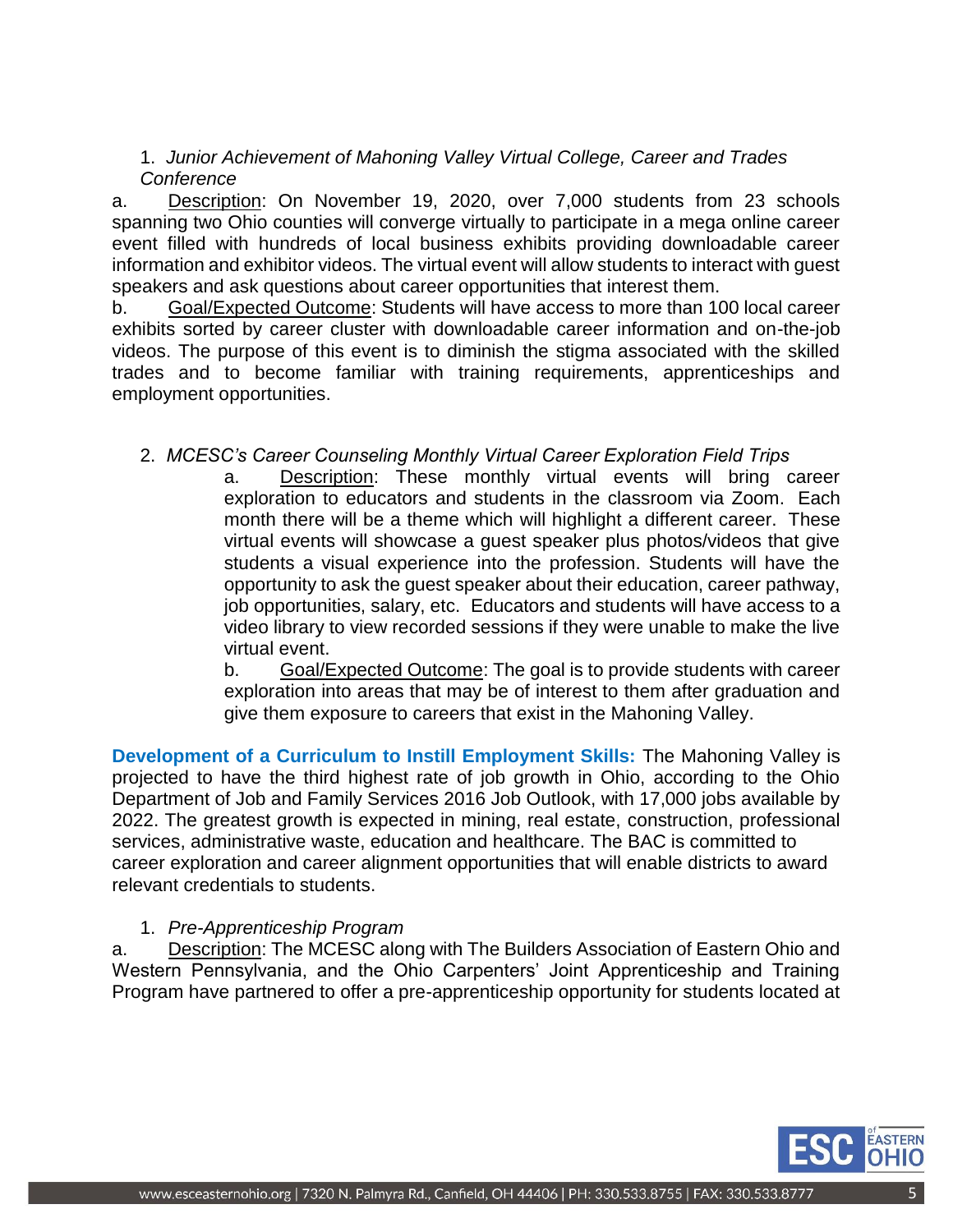1. *Junior Achievement of Mahoning Valley Virtual College, Career and Trades Conference*

a. Description: On November 19, 2020, over 7,000 students from 23 schools spanning two Ohio counties will converge virtually to participate in a mega online career event filled with hundreds of local business exhibits providing downloadable career information and exhibitor videos. The virtual event will allow students to interact with guest speakers and ask questions about career opportunities that interest them.

b. Goal/Expected Outcome: Students will have access to more than 100 local career exhibits sorted by career cluster with downloadable career information and on-the-job videos. The purpose of this event is to diminish the stigma associated with the skilled trades and to become familiar with training requirements, apprenticeships and employment opportunities.

2. *MCESC's Career Counseling Monthly Virtual Career Exploration Field Trips*

a. Description: These monthly virtual events will bring career exploration to educators and students in the classroom via Zoom. Each month there will be a theme which will highlight a different career. These virtual events will showcase a guest speaker plus photos/videos that give students a visual experience into the profession. Students will have the opportunity to ask the guest speaker about their education, career pathway, job opportunities, salary, etc. Educators and students will have access to a video library to view recorded sessions if they were unable to make the live virtual event.

b. Goal/Expected Outcome: The goal is to provide students with career exploration into areas that may be of interest to them after graduation and give them exposure to careers that exist in the Mahoning Valley.

**Development of a Curriculum to Instill Employment Skills:** The Mahoning Valley is projected to have the third highest rate of job growth in Ohio, according to the Ohio Department of Job and Family Services 2016 Job Outlook, with 17,000 jobs available by 2022. The greatest growth is expected in mining, real estate, construction, professional services, administrative waste, education and healthcare. The BAC is committed to career exploration and career alignment opportunities that will enable districts to award relevant credentials to students.

1. *Pre-Apprenticeship Program*

a. Description: The MCESC along with The Builders Association of Eastern Ohio and Western Pennsylvania, and the Ohio Carpenters' Joint Apprenticeship and Training Program have partnered to offer a pre-apprenticeship opportunity for students located at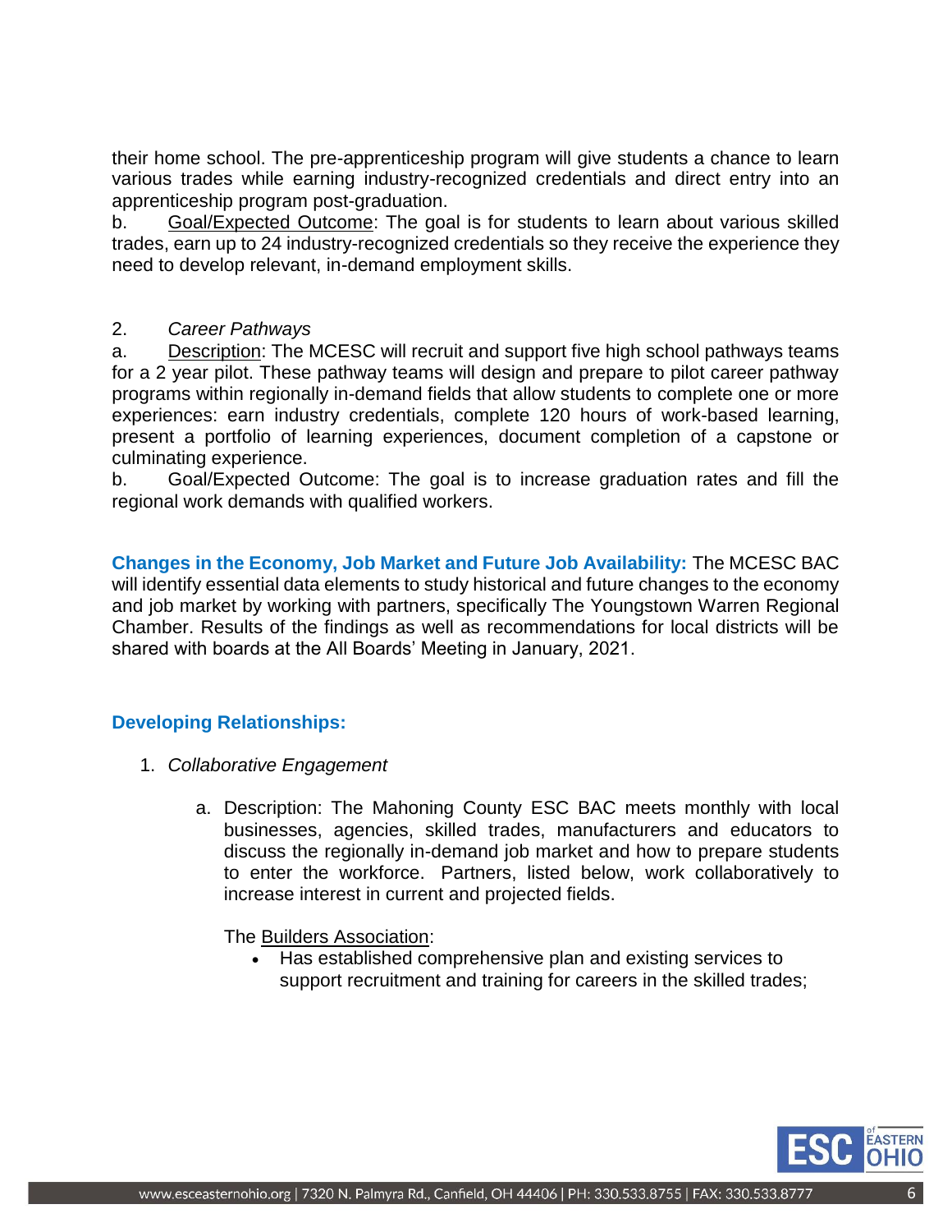their home school. The pre-apprenticeship program will give students a chance to learn various trades while earning industry-recognized credentials and direct entry into an apprenticeship program post-graduation.

b. <u>Goal/Expected Outcome</u>: The goal is for students to learn about various skilled trades, earn up to 24 industry-recognized credentials so they receive the experience they need to develop relevant, in-demand employment skills.

2. *Career Pathways*

a. <u>Description</u>: The MCESC will recruit and support five high school pathways teams for a 2 year pilot. These pathway teams will design and prepare to pilot career pathway programs within regionally in-demand fields that allow students to complete one or more experiences: earn industry credentials, complete 120 hours of work-based learning, present a portfolio of learning experiences, document completion of a capstone or culminating experience.

b. Goal/Expected Outcome: The goal is to increase graduation rates and fill the regional work demands with qualified workers.

**Changes in the Economy, Job Market and Future Job Availability:** The MCESC BAC will identify essential data elements to study historical and future changes to the economy and job market by working with partners, specifically The Youngstown Warren Regional Chamber. Results of the findings as well as recommendations for local districts will be shared with boards at the All Boards' Meeting in January, 2021.

**Developing Relationships:**

1. *Collaborative Engagement*

   a. Description: The Mahoning County ESC BAC meets monthly with local businesses, agencies, skilled trades, manufacturers and educators to discuss the regionally in-demand job market and how to prepare students to enter the workforce. Partners, listed below, work collaboratively to increase interest in current and projected fields.

      The <u>Builders Association</u>:

      - Has established comprehensive plan and existing services to support recruitment and training for careers in the skilled trades;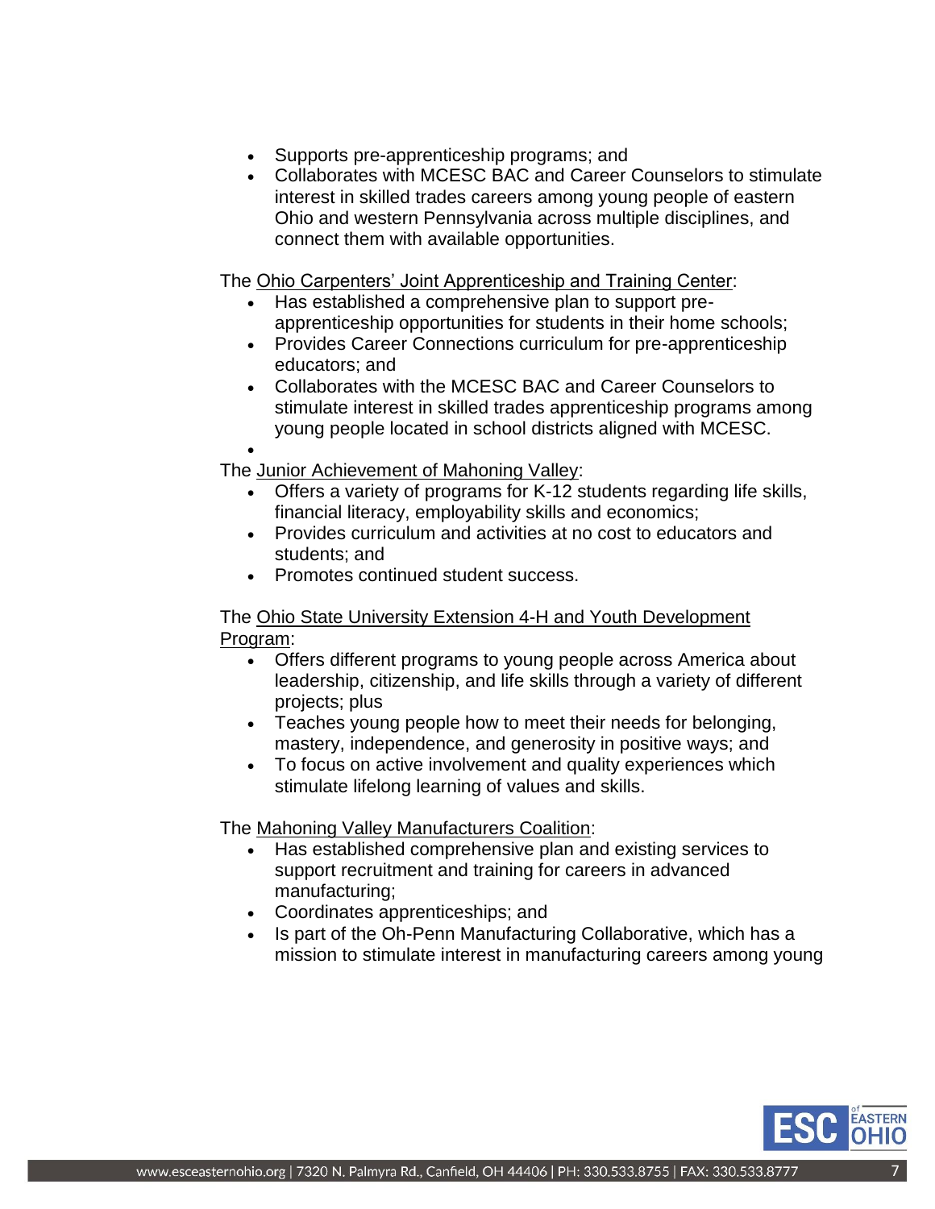- Supports pre-apprenticeship programs; and
- Collaborates with MCESC BAC and Career Counselors to stimulate interest in skilled trades careers among young people of eastern Ohio and western Pennsylvania across multiple disciplines, and connect them with available opportunities.

The Ohio Carpenters' Joint Apprenticeship and Training Center:

- Has established a comprehensive plan to support pre-apprenticeship opportunities for students in their home schools;
- Provides Career Connections curriculum for pre-apprenticeship educators; and
- Collaborates with the MCESC BAC and Career Counselors to stimulate interest in skilled trades apprenticeship programs among young people located in school districts aligned with MCESC.

The Junior Achievement of Mahoning Valley:

- Offers a variety of programs for K-12 students regarding life skills, financial literacy, employability skills and economics;
- Provides curriculum and activities at no cost to educators and students; and
- Promotes continued student success.

The Ohio State University Extension 4-H and Youth Development Program:

- Offers different programs to young people across America about leadership, citizenship, and life skills through a variety of different projects; plus
- Teaches young people how to meet their needs for belonging, mastery, independence, and generosity in positive ways; and
- To focus on active involvement and quality experiences which stimulate lifelong learning of values and skills.

The Mahoning Valley Manufacturers Coalition:

- Has established comprehensive plan and existing services to support recruitment and training for careers in advanced manufacturing;
- Coordinates apprenticeships; and
- Is part of the Oh-Penn Manufacturing Collaborative, which has a mission to stimulate interest in manufacturing careers among young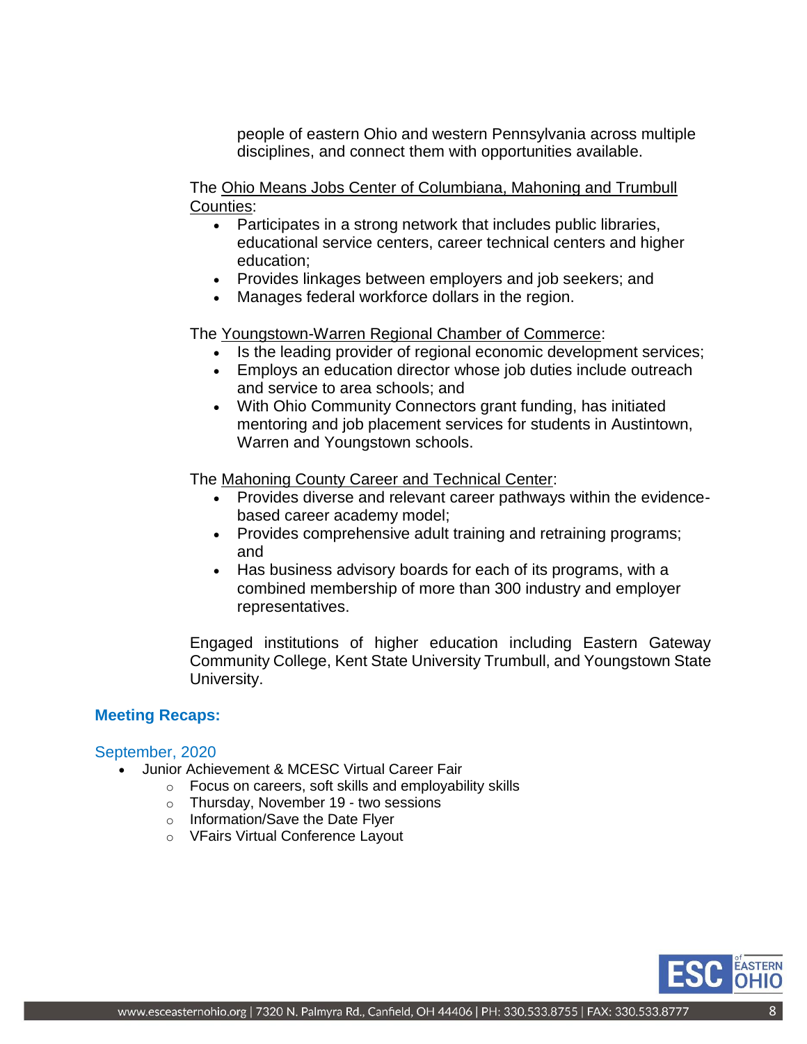people of eastern Ohio and western Pennsylvania across multiple disciplines, and connect them with opportunities available.

The Ohio Means Jobs Center of Columbiana, Mahoning and Trumbull Counties:

- Participates in a strong network that includes public libraries, educational service centers, career technical centers and higher education;
- Provides linkages between employers and job seekers; and
- Manages federal workforce dollars in the region.

The Youngstown-Warren Regional Chamber of Commerce:

- Is the leading provider of regional economic development services;
- Employs an education director whose job duties include outreach and service to area schools; and
- With Ohio Community Connectors grant funding, has initiated mentoring and job placement services for students in Austintown, Warren and Youngstown schools.

The Mahoning County Career and Technical Center:

- Provides diverse and relevant career pathways within the evidence-based career academy model;
- Provides comprehensive adult training and retraining programs; and
- Has business advisory boards for each of its programs, with a combined membership of more than 300 industry and employer representatives.

Engaged institutions of higher education including Eastern Gateway Community College, Kent State University Trumbull, and Youngstown State University.

## Meeting Recaps:

### September, 2020

- Junior Achievement & MCESC Virtual Career Fair
  - Focus on careers, soft skills and employability skills
  - Thursday, November 19 - two sessions
  - Information/Save the Date Flyer
  - VFairs Virtual Conference Layout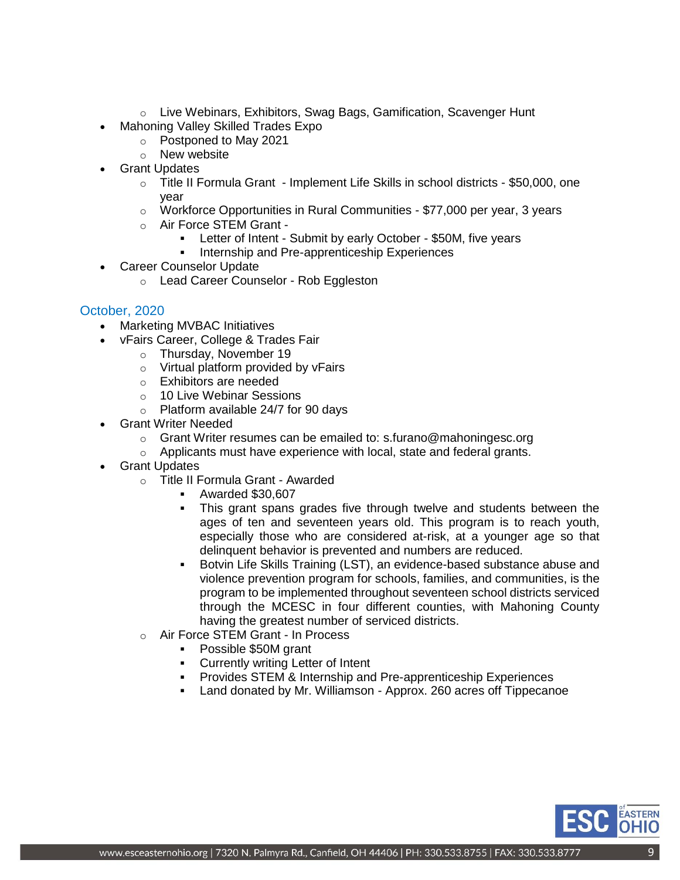- Live Webinars, Exhibitors, Swag Bags, Gamification, Scavenger Hunt
- Mahoning Valley Skilled Trades Expo
    - Postponed to May 2021
    - New website
- Grant Updates
    - Title II Formula Grant - Implement Life Skills in school districts - $50,000, one year
    - Workforce Opportunities in Rural Communities - $77,000 per year, 3 years
    - Air Force STEM Grant -
        - Letter of Intent - Submit by early October - $50M, five years
        - Internship and Pre-apprenticeship Experiences
- Career Counselor Update
    - Lead Career Counselor - Rob Eggleston

## October, 2020

- Marketing MVBAC Initiatives
- vFairs Career, College & Trades Fair
    - Thursday, November 19
    - Virtual platform provided by vFairs
    - Exhibitors are needed
    - 10 Live Webinar Sessions
    - Platform available 24/7 for 90 days
- Grant Writer Needed
    - Grant Writer resumes can be emailed to: s.furano@mahoningesc.org
    - Applicants must have experience with local, state and federal grants.
- Grant Updates
    - Title II Formula Grant - Awarded
        - Awarded $30,607
        - This grant spans grades five through twelve and students between the ages of ten and seventeen years old. This program is to reach youth, especially those who are considered at-risk, at a younger age so that delinquent behavior is prevented and numbers are reduced.
        - Botvin Life Skills Training (LST), an evidence-based substance abuse and violence prevention program for schools, families, and communities, is the program to be implemented throughout seventeen school districts serviced through the MCESC in four different counties, with Mahoning County having the greatest number of serviced districts.
    - Air Force STEM Grant - In Process
        - Possible $50M grant
        - Currently writing Letter of Intent
        - Provides STEM & Internship and Pre-apprenticeship Experiences
        - Land donated by Mr. Williamson - Approx. 260 acres off Tippecanoe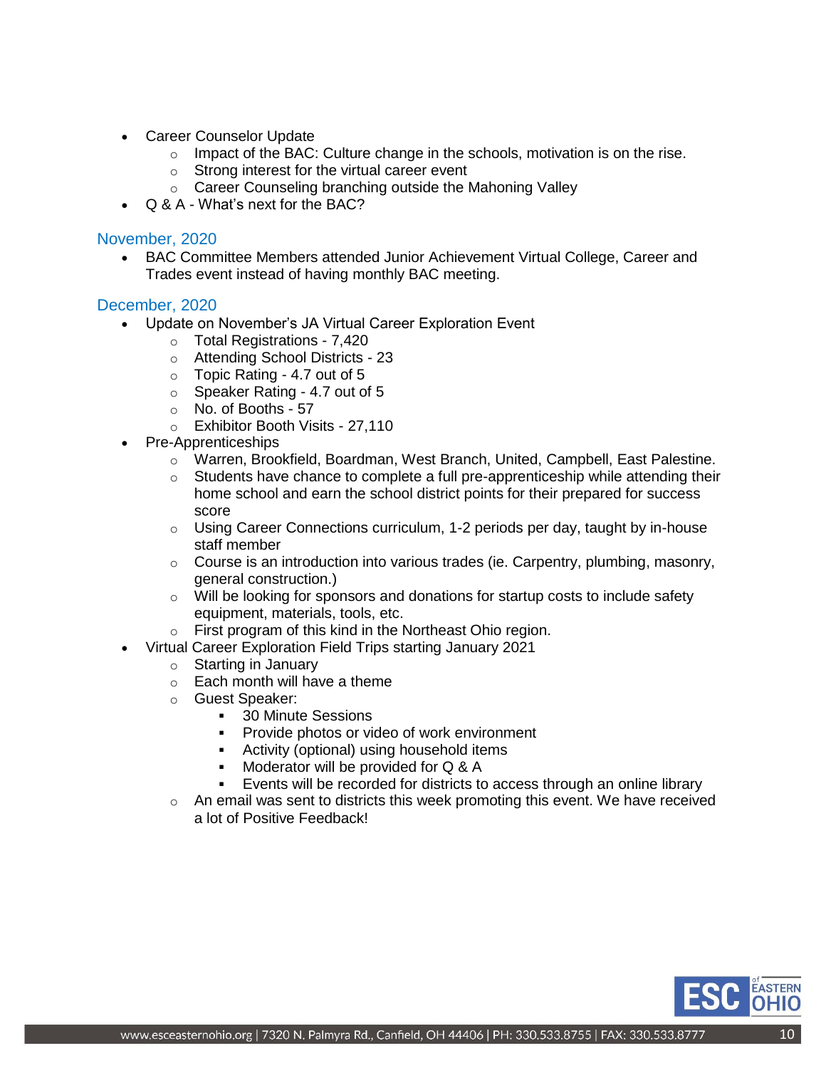- Career Counselor Update
  - Impact of the BAC: Culture change in the schools, motivation is on the rise.
  - Strong interest for the virtual career event
  - Career Counseling branching outside the Mahoning Valley
- Q & A - What's next for the BAC?

## November, 2020

- BAC Committee Members attended Junior Achievement Virtual College, Career and Trades event instead of having monthly BAC meeting.

## December, 2020

- Update on November's JA Virtual Career Exploration Event
  - Total Registrations - 7,420
  - Attending School Districts - 23
  - Topic Rating - 4.7 out of 5
  - Speaker Rating - 4.7 out of 5
  - No. of Booths - 57
  - Exhibitor Booth Visits - 27,110
- Pre-Apprenticeships
  - Warren, Brookfield, Boardman, West Branch, United, Campbell, East Palestine.
  - Students have chance to complete a full pre-apprenticeship while attending their home school and earn the school district points for their prepared for success score
  - Using Career Connections curriculum, 1-2 periods per day, taught by in-house staff member
  - Course is an introduction into various trades (ie. Carpentry, plumbing, masonry, general construction.)
  - Will be looking for sponsors and donations for startup costs to include safety equipment, materials, tools, etc.
  - First program of this kind in the Northeast Ohio region.
- Virtual Career Exploration Field Trips starting January 2021
  - Starting in January
  - Each month will have a theme
  - Guest Speaker:
    - 30 Minute Sessions
    - Provide photos or video of work environment
    - Activity (optional) using household items
    - Moderator will be provided for Q & A
    - Events will be recorded for districts to access through an online library
  - An email was sent to districts this week promoting this event. We have received a lot of Positive Feedback!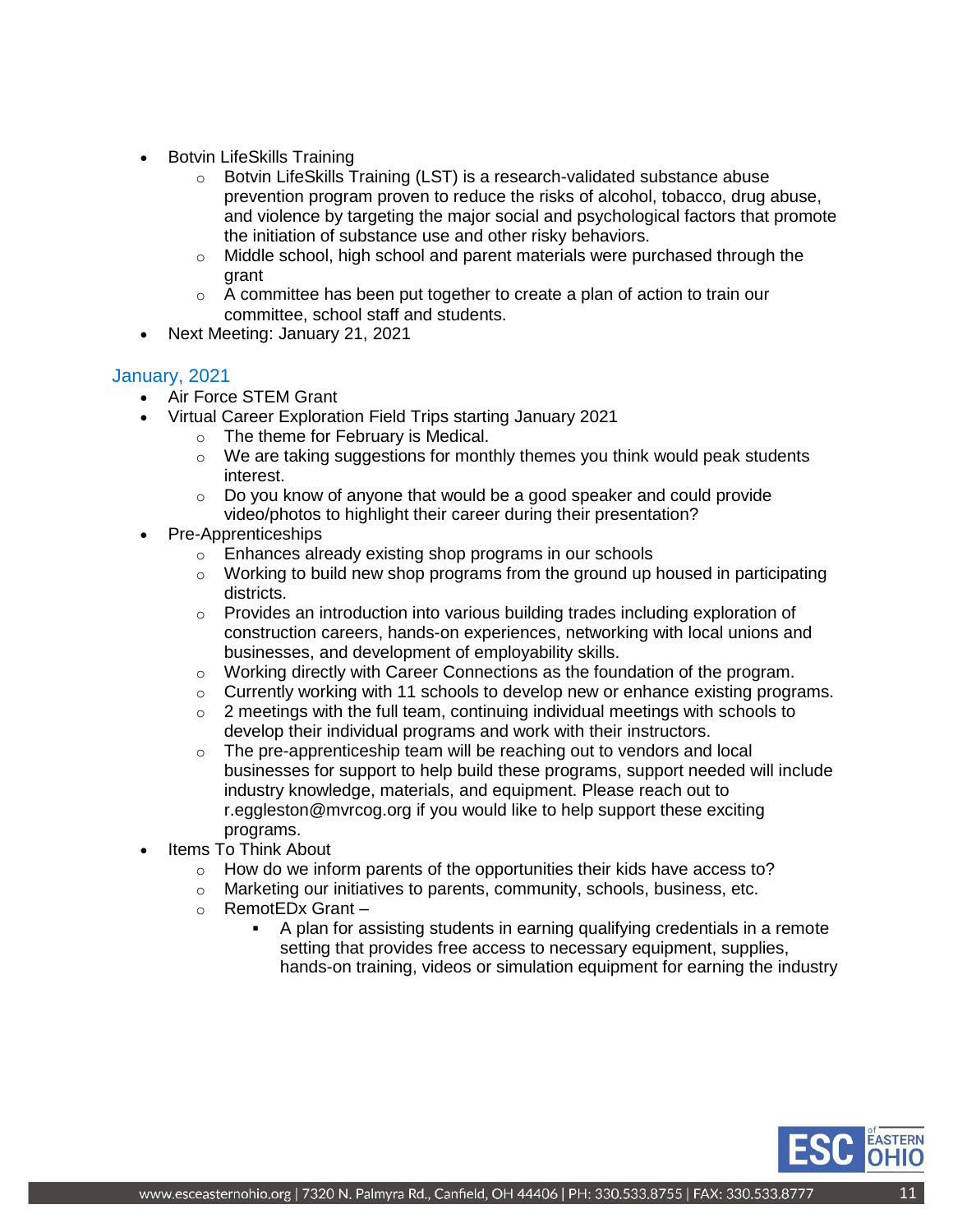- Botvin LifeSkills Training
    - Botvin LifeSkills Training (LST) is a research-validated substance abuse prevention program proven to reduce the risks of alcohol, tobacco, drug abuse, and violence by targeting the major social and psychological factors that promote the initiation of substance use and other risky behaviors.
    - Middle school, high school and parent materials were purchased through the grant
    - A committee has been put together to create a plan of action to train our committee, school staff and students.
- Next Meeting: January 21, 2021

## January, 2021

- Air Force STEM Grant
- Virtual Career Exploration Field Trips starting January 2021
    - The theme for February is Medical.
    - We are taking suggestions for monthly themes you think would peak students interest.
    - Do you know of anyone that would be a good speaker and could provide video/photos to highlight their career during their presentation?
- Pre-Apprenticeships
    - Enhances already existing shop programs in our schools
    - Working to build new shop programs from the ground up housed in participating districts.
    - Provides an introduction into various building trades including exploration of construction careers, hands-on experiences, networking with local unions and businesses, and development of employability skills.
    - Working directly with Career Connections as the foundation of the program.
    - Currently working with 11 schools to develop new or enhance existing programs.
    - 2 meetings with the full team, continuing individual meetings with schools to develop their individual programs and work with their instructors.
    - The pre-apprenticeship team will be reaching out to vendors and local businesses for support to help build these programs, support needed will include industry knowledge, materials, and equipment. Please reach out to r.eggleston@mvrcog.org if you would like to help support these exciting programs.
- Items To Think About
    - How do we inform parents of the opportunities their kids have access to?
    - Marketing our initiatives to parents, community, schools, business, etc.
    - RemotEDx Grant –
        - A plan for assisting students in earning qualifying credentials in a remote setting that provides free access to necessary equipment, supplies, hands-on training, videos or simulation equipment for earning the industry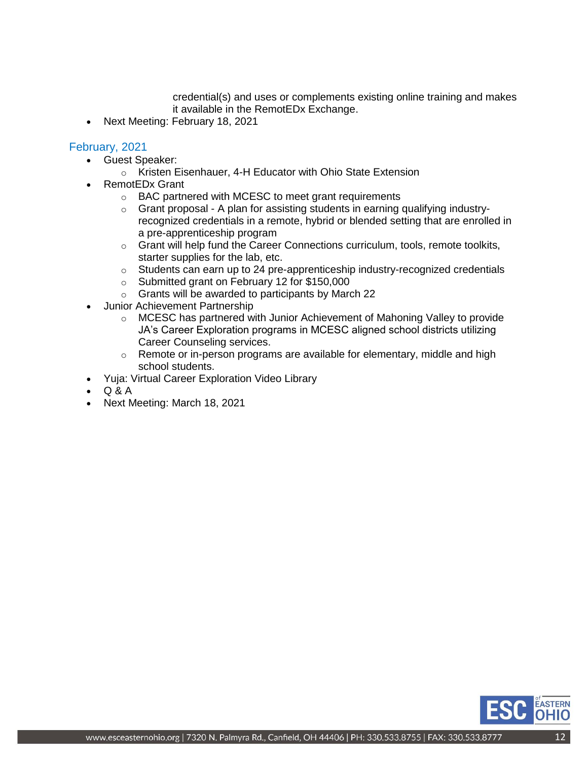credential(s) and uses or complements existing online training and makes it available in the RemotEDx Exchange.

- Next Meeting: February 18, 2021

## February, 2021

- Guest Speaker:
  - Kristen Eisenhauer, 4-H Educator with Ohio State Extension
- RemotEDx Grant
  - BAC partnered with MCESC to meet grant requirements
  - Grant proposal - A plan for assisting students in earning qualifying industry-recognized credentials in a remote, hybrid or blended setting that are enrolled in a pre-apprenticeship program
  - Grant will help fund the Career Connections curriculum, tools, remote toolkits, starter supplies for the lab, etc.
  - Students can earn up to 24 pre-apprenticeship industry-recognized credentials
  - Submitted grant on February 12 for $150,000
  - Grants will be awarded to participants by March 22
- Junior Achievement Partnership
  - MCESC has partnered with Junior Achievement of Mahoning Valley to provide JA's Career Exploration programs in MCESC aligned school districts utilizing Career Counseling services.
  - Remote or in-person programs are available for elementary, middle and high school students.
- Yuja: Virtual Career Exploration Video Library
- Q & A
- Next Meeting: March 18, 2021